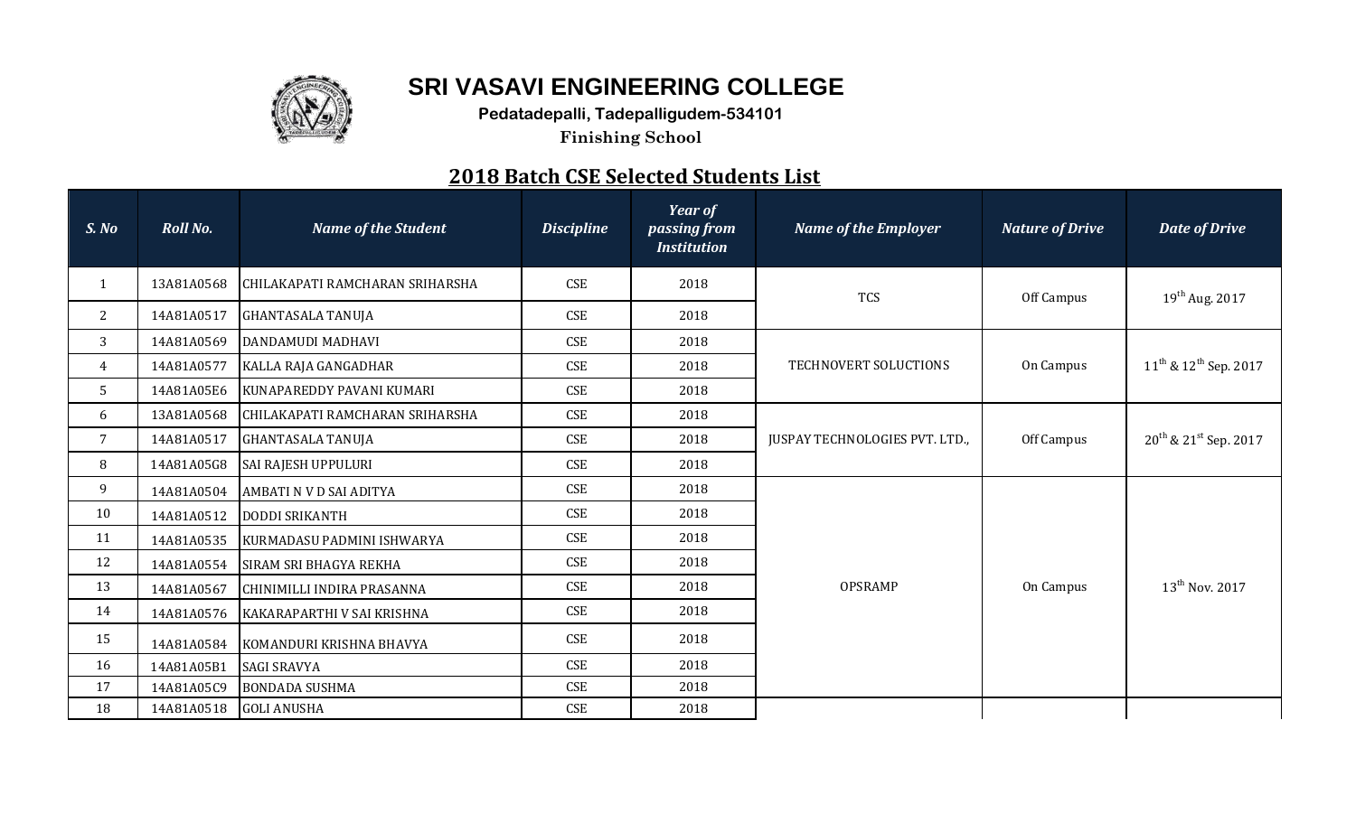# SRI VASAVI ENGINEERING COLLEGE

**Pedatadepalli, Tadepalligudem-534101**

**Finishing School**

## 2018 Batch CSE Selected Students List

| S. No | Roll No. | Name of the Student | Discipline | Year of passing from Institution | Name of the Employer | Nature of Drive | Date of Drive |
|---|---|---|---|---|---|---|---|
| 1 | 13A81A0568 | CHILAKAPATI RAMCHARAN SRIHARSHA | CSE | 2018 | TCS | Off Campus | 19th Aug. 2017 |
| 2 | 14A81A0517 | GHANTASALA TANUJA | CSE | 2018 | | | |
| 3 | 14A81A0569 | DANDAMUDI MADHAVI | CSE | 2018 | TECHNOVERT SOLUCTIONS | On Campus | 11th & 12th Sep. 2017 |
| 4 | 14A81A0577 | KALLA RAJA GANGADHAR | CSE | 2018 | | | |
| 5 | 14A81A05E6 | KUNAPAREDDY PAVANI KUMARI | CSE | 2018 | | | |
| 6 | 13A81A0568 | CHILAKAPATI RAMCHARAN SRIHARSHA | CSE | 2018 | JUSPAY TECHNOLOGIES PVT. LTD., | Off Campus | 20th & 21st Sep. 2017 |
| 7 | 14A81A0517 | GHANTASALA TANUJA | CSE | 2018 | | | |
| 8 | 14A81A05G8 | SAI RAJESH UPPULURI | CSE | 2018 | | | |
| 9 | 14A81A0504 | AMBATI N V D SAI ADITYA | CSE | 2018 | OPSRAMP | On Campus | 13th Nov. 2017 |
| 10 | 14A81A0512 | DODDI SRIKANTH | CSE | 2018 | | | |
| 11 | 14A81A0535 | KURMADASU PADMINI ISHWARYA | CSE | 2018 | | | |
| 12 | 14A81A0554 | SIRAM SRI BHAGYA REKHA | CSE | 2018 | | | |
| 13 | 14A81A0567 | CHINIMILLI INDIRA PRASANNA | CSE | 2018 | | | |
| 14 | 14A81A0576 | KAKARAPARTHI V SAI KRISHNA | CSE | 2018 | | | |
| 15 | 14A81A0584 | KOMANDURI KRISHNA BHAVYA | CSE | 2018 | | | |
| 16 | 14A81A05B1 | SAGI SRAVYA | CSE | 2018 | | | |
| 17 | 14A81A05C9 | BONDADA SUSHMA | CSE | 2018 | | | |
| 18 | 14A81A0518 | GOLI ANUSHA | CSE | 2018 | | | |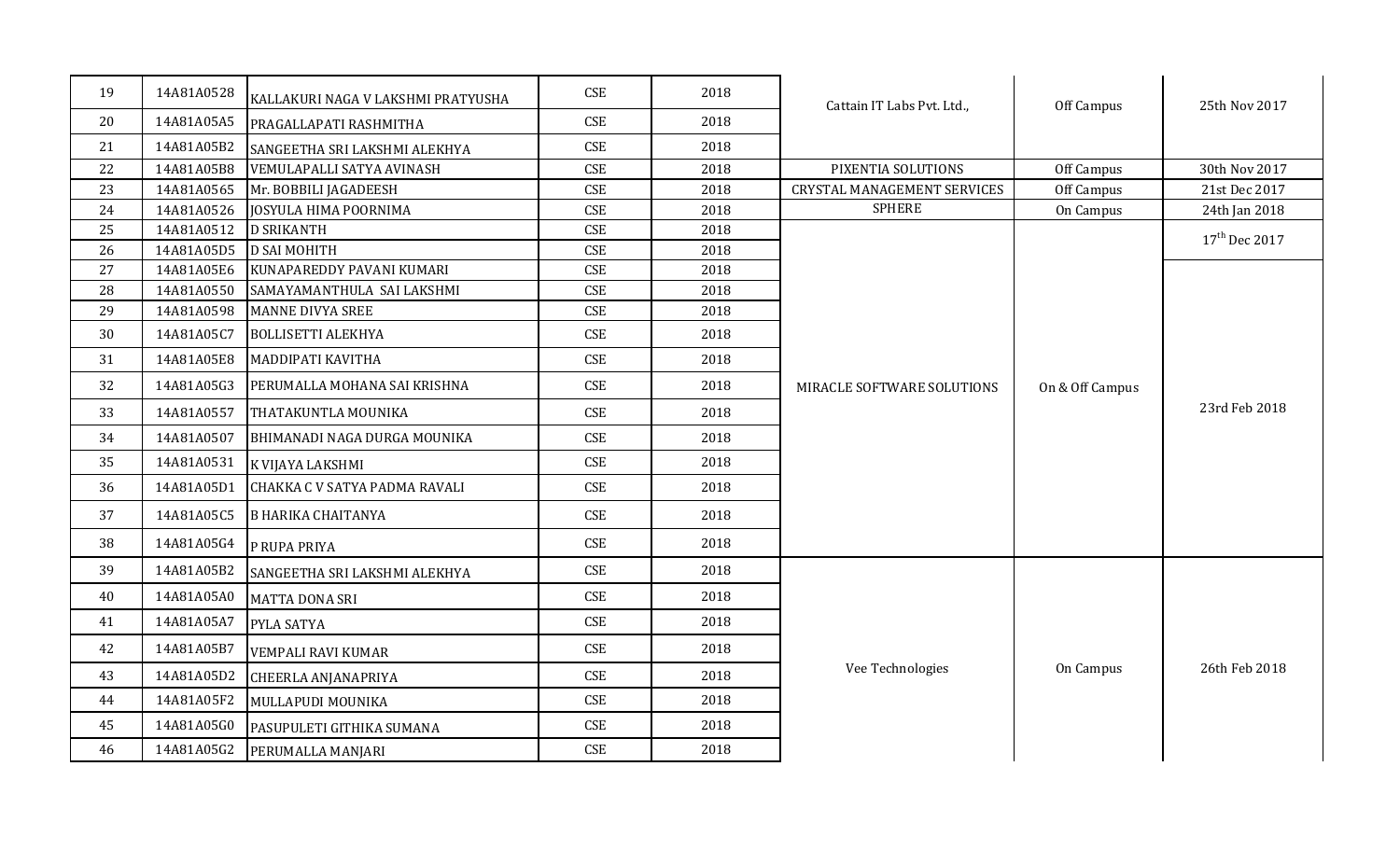| 19 | 14A81A0528 | KALLAKURI NAGA V LAKSHMI PRATYUSHA | CSE | 2018 | Cattain IT Labs Pvt. Ltd., | Off Campus | 25th Nov 2017 |
|---|---|---|---|---|---|---|---|
| 20 | 14A81A05A5 | PRAGALLAPATI RASHMITHA | CSE | 2018 | | | |
| 21 | 14A81A05B2 | SANGEETHA SRI LAKSHMI ALEKHYA | CSE | 2018 | | | |
| 22 | 14A81A05B8 | VEMULAPALLI SATYA AVINASH | CSE | 2018 | PIXENTIA SOLUTIONS | Off Campus | 30th Nov 2017 |
| 23 | 14A81A0565 | Mr. BOBBILI JAGADEESH | CSE | 2018 | CRYSTAL MANAGEMENT SERVICES | Off Campus | 21st Dec 2017 |
| 24 | 14A81A0526 | JOSYULA HIMA POORNIMA | CSE | 2018 | SPHERE | On Campus | 24th Jan 2018 |
| 25 | 14A81A0512 | D SRIKANTH | CSE | 2018 | MIRACLE SOFTWARE SOLUTIONS | On & Off Campus | 17th Dec 2017 |
| 26 | 14A81A05D5 | D SAI MOHITH | CSE | 2018 | | | |
| 27 | 14A81A05E6 | KUNAPAREDDY PAVANI KUMARI | CSE | 2018 | | | 23rd Feb 2018 |
| 28 | 14A81A0550 | SAMAYAMANTHULA SAI LAKSHMI | CSE | 2018 | | | |
| 29 | 14A81A0598 | MANNE DIVYA SREE | CSE | 2018 | | | |
| 30 | 14A81A05C7 | BOLLISETTI ALEKHYA | CSE | 2018 | | | |
| 31 | 14A81A05E8 | MADDIPATI KAVITHA | CSE | 2018 | | | |
| 32 | 14A81A05G3 | PERUMALLA MOHANA SAI KRISHNA | CSE | 2018 | | | |
| 33 | 14A81A0557 | THATAKUNTLA MOUNIKA | CSE | 2018 | | | |
| 34 | 14A81A0507 | BHIMANADI NAGA DURGA MOUNIKA | CSE | 2018 | | | |
| 35 | 14A81A0531 | K VIJAYA LAKSHMI | CSE | 2018 | | | |
| 36 | 14A81A05D1 | CHAKKA C V SATYA PADMA RAVALI | CSE | 2018 | | | |
| 37 | 14A81A05C5 | B HARIKA CHAITANYA | CSE | 2018 | | | |
| 38 | 14A81A05G4 | P RUPA PRIYA | CSE | 2018 | | | |
| 39 | 14A81A05B2 | SANGEETHA SRI LAKSHMI ALEKHYA | CSE | 2018 | Vee Technologies | On Campus | 26th Feb 2018 |
| 40 | 14A81A05A0 | MATTA DONA SRI | CSE | 2018 | | | |
| 41 | 14A81A05A7 | PYLA SATYA | CSE | 2018 | | | |
| 42 | 14A81A05B7 | VEMPALI RAVI KUMAR | CSE | 2018 | | | |
| 43 | 14A81A05D2 | CHEERLA ANJANAPRIYA | CSE | 2018 | | | |
| 44 | 14A81A05F2 | MULLAPUDI MOUNIKA | CSE | 2018 | | | |
| 45 | 14A81A05G0 | PASUPULETI GITHIKA SUMANA | CSE | 2018 | | | |
| 46 | 14A81A05G2 | PERUMALLA MANJARI | CSE | 2018 | | | |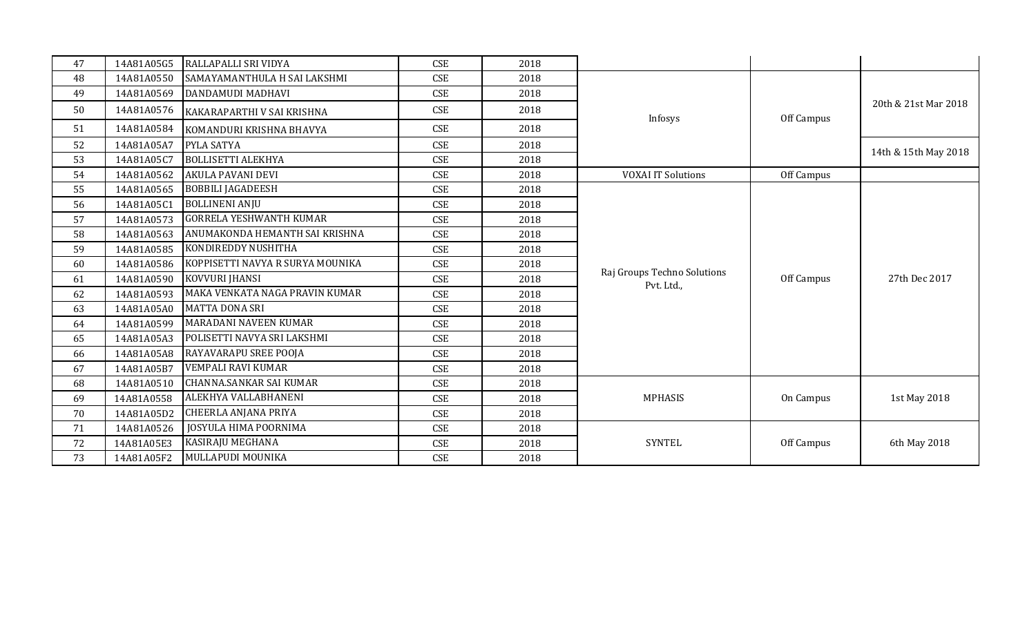| | | | | | | | |
|---|---|---|---|---|---|---|---|
| 47 | 14A81A05G5 | RALLAPALLI SRI VIDYA | CSE | 2018 | | | |
| 48 | 14A81A0550 | SAMAYAMANTHULA H SAI LAKSHMI | CSE | 2018 | Infosys | Off Campus | 20th & 21st Mar 2018 |
| 49 | 14A81A0569 | DANDAMUDI MADHAVI | CSE | 2018 | | | |
| 50 | 14A81A0576 | KAKARAPARTHI V SAI KRISHNA | CSE | 2018 | | | |
| 51 | 14A81A0584 | KOMANDURI KRISHNA BHAVYA | CSE | 2018 | | | |
| 52 | 14A81A05A7 | PYLA SATYA | CSE | 2018 | | | 14th & 15th May 2018 |
| 53 | 14A81A05C7 | BOLLISETTI ALEKHYA | CSE | 2018 | | | |
| 54 | 14A81A0562 | AKULA PAVANI DEVI | CSE | 2018 | VOXAI IT Solutions | Off Campus | |
| 55 | 14A81A0565 | BOBBILI JAGADEESH | CSE | 2018 | Raj Groups Techno Solutions Pvt. Ltd., | Off Campus | 27th Dec 2017 |
| 56 | 14A81A05C1 | BOLLINENI ANJU | CSE | 2018 | | | |
| 57 | 14A81A0573 | GORRELA YESHWANTH KUMAR | CSE | 2018 | | | |
| 58 | 14A81A0563 | ANUMAKONDA HEMANTH SAI KRISHNA | CSE | 2018 | | | |
| 59 | 14A81A0585 | KONDIREDDY NUSHITHA | CSE | 2018 | | | |
| 60 | 14A81A0586 | KOPPISETTI NAVYA R SURYA MOUNIKA | CSE | 2018 | | | |
| 61 | 14A81A0590 | KOVVURI JHANSI | CSE | 2018 | | | |
| 62 | 14A81A0593 | MAKA VENKATA NAGA PRAVIN KUMAR | CSE | 2018 | | | |
| 63 | 14A81A05A0 | MATTA DONA SRI | CSE | 2018 | | | |
| 64 | 14A81A0599 | MARADANI NAVEEN KUMAR | CSE | 2018 | | | |
| 65 | 14A81A05A3 | POLISETTI NAVYA SRI LAKSHMI | CSE | 2018 | | | |
| 66 | 14A81A05A8 | RAYAVARAPU SREE POOJA | CSE | 2018 | | | |
| 67 | 14A81A05B7 | VEMPALI RAVI KUMAR | CSE | 2018 | | | |
| 68 | 14A81A0510 | CHANNA.SANKAR SAI KUMAR | CSE | 2018 | MPHASIS | On Campus | 1st May 2018 |
| 69 | 14A81A0558 | ALEKHYA VALLABHANENI | CSE | 2018 | | | |
| 70 | 14A81A05D2 | CHEERLA ANJANA PRIYA | CSE | 2018 | | | |
| 71 | 14A81A0526 | JOSYULA HIMA POORNIMA | CSE | 2018 | SYNTEL | Off Campus | 6th May 2018 |
| 72 | 14A81A05E3 | KASIRAJU MEGHANA | CSE | 2018 | | | |
| 73 | 14A81A05F2 | MULLAPUDI MOUNIKA | CSE | 2018 | | | |